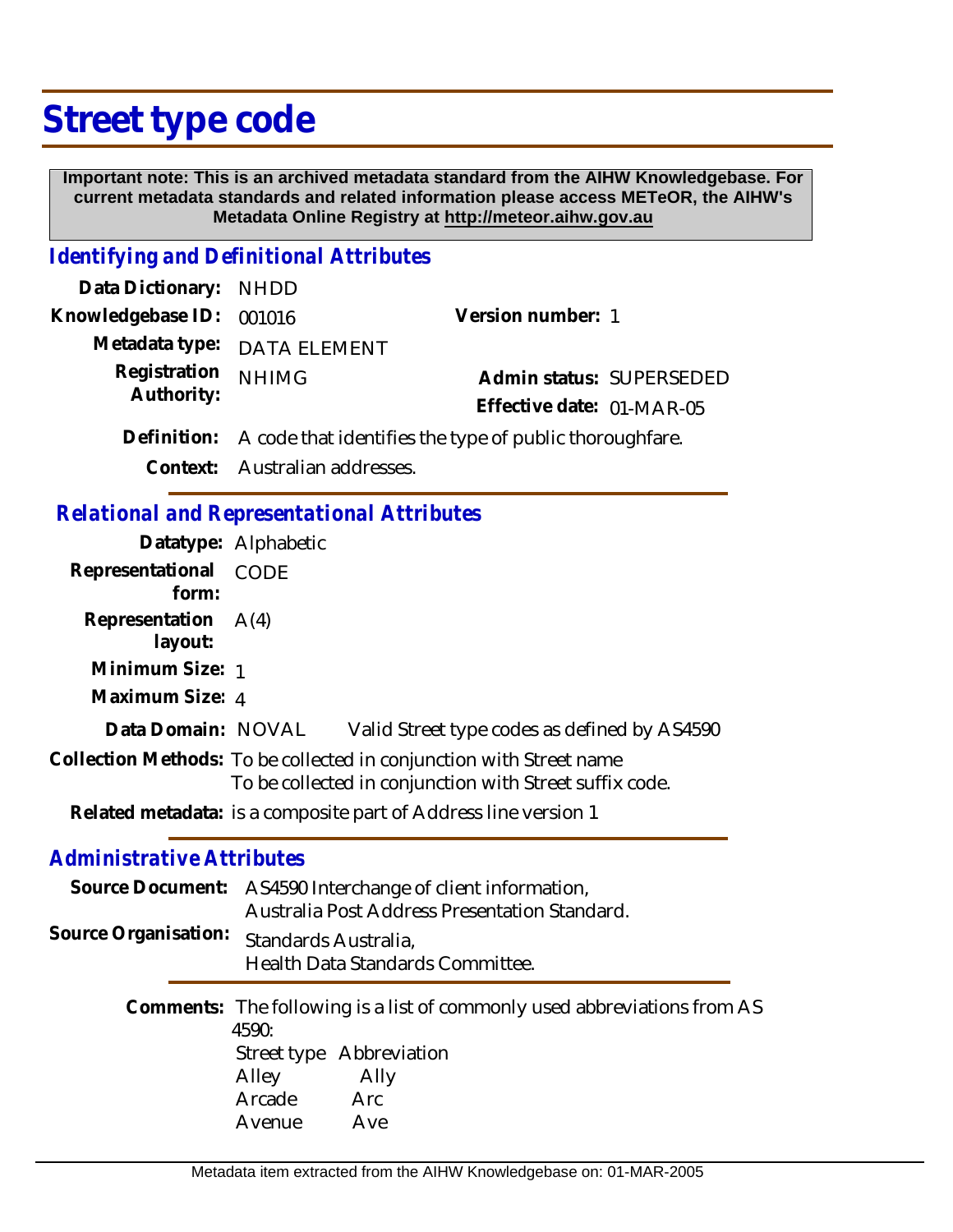# Street type code

**Important note: This is an archived metadata standard from the AIHW Knowledgebase. For current metadata standards and related information please access METeOR, the AIHW's Metadata Online Registry at http://meteor.aihw.gov.au**

## *Identifying and Definitional Attributes*

**Data Dictionary:** NHDD

**Knowledgebase ID:** 001016

**Version number:** 1

**Metadata type:** DATA ELEMENT

**Registration Authority:** NHIMG

**Admin status:** SUPERSEDED

**Effective date:** 01-MAR-05

**Definition:** A code that identifies the type of public thoroughfare.

**Context:** Australian addresses.

## *Relational and Representational Attributes*

**Datatype:** Alphabetic

**Representational form:** CODE

**Representation layout:** A(4)

**Minimum Size:** 1

**Maximum Size:** 4

**Data Domain:** NOVAL Valid Street type codes as defined by AS4590

**Collection Methods:** To be collected in conjunction with Street name
To be collected in conjunction with Street suffix code.

**Related metadata:** is a composite part of Address line version 1

## *Administrative Attributes*

**Source Document:** AS4590 Interchange of client information,
Australia Post Address Presentation Standard.

**Source Organisation:** Standards Australia,
Health Data Standards Committee.

**Comments:** The following is a list of commonly used abbreviations from AS 4590:

| Street type | Abbreviation |
|---|---|
| Alley | Ally |
| Arcade | Arc |
| Avenue | Ave |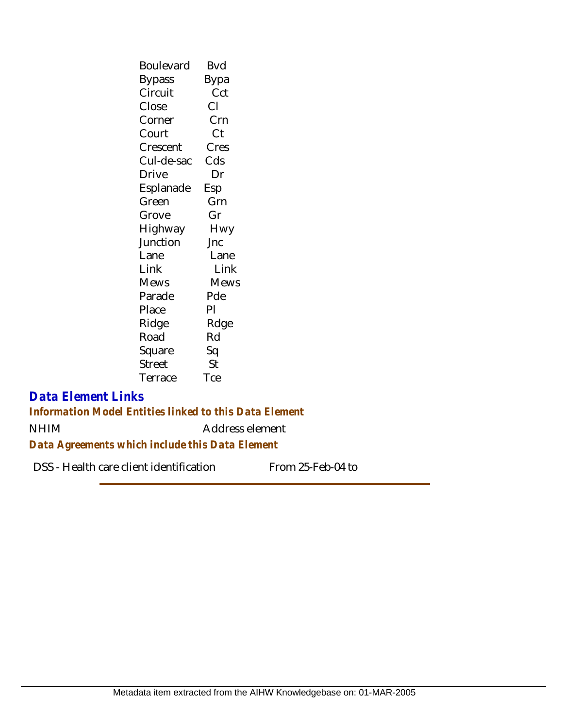| | |
|---|---|
| Boulevard | Bvd |
| Bypass | Bypa |
| Circuit | Cct |
| Close | Cl |
| Corner | Crn |
| Court | Ct |
| Crescent | Cres |
| Cul-de-sac | Cds |
| Drive | Dr |
| Esplanade | Esp |
| Green | Grn |
| Grove | Gr |
| Highway | Hwy |
| Junction | Jnc |
| Lane | Lane |
| Link | Link |
| Mews | Mews |
| Parade | Pde |
| Place | Pl |
| Ridge | Rdge |
| Road | Rd |
| Square | Sq |
| Street | St |
| Terrace | Tce |

## Data Element Links

### Information Model Entities linked to this Data Element

| | |
|---|---|
| NHIM | Address element |

### Data Agreements which include this Data Element

| | |
|---|---|
| DSS - Health care client identification | From 25-Feb-04 to |

Metadata item extracted from the AIHW Knowledgebase on: 01-MAR-2005